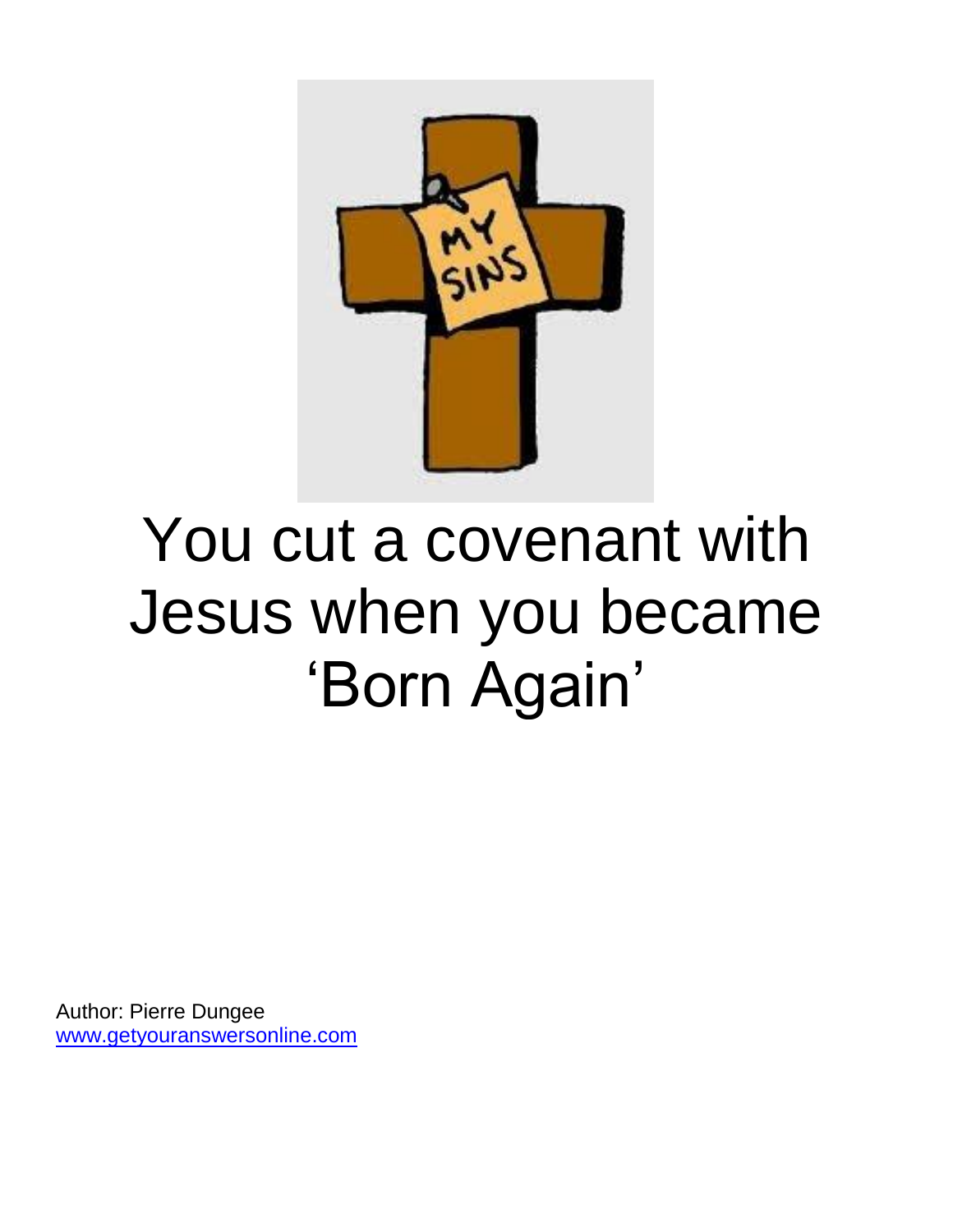# You cut a covenant with Jesus when you became 'Born Again'

Author: Pierre Dungee
www.getyouranswersonline.com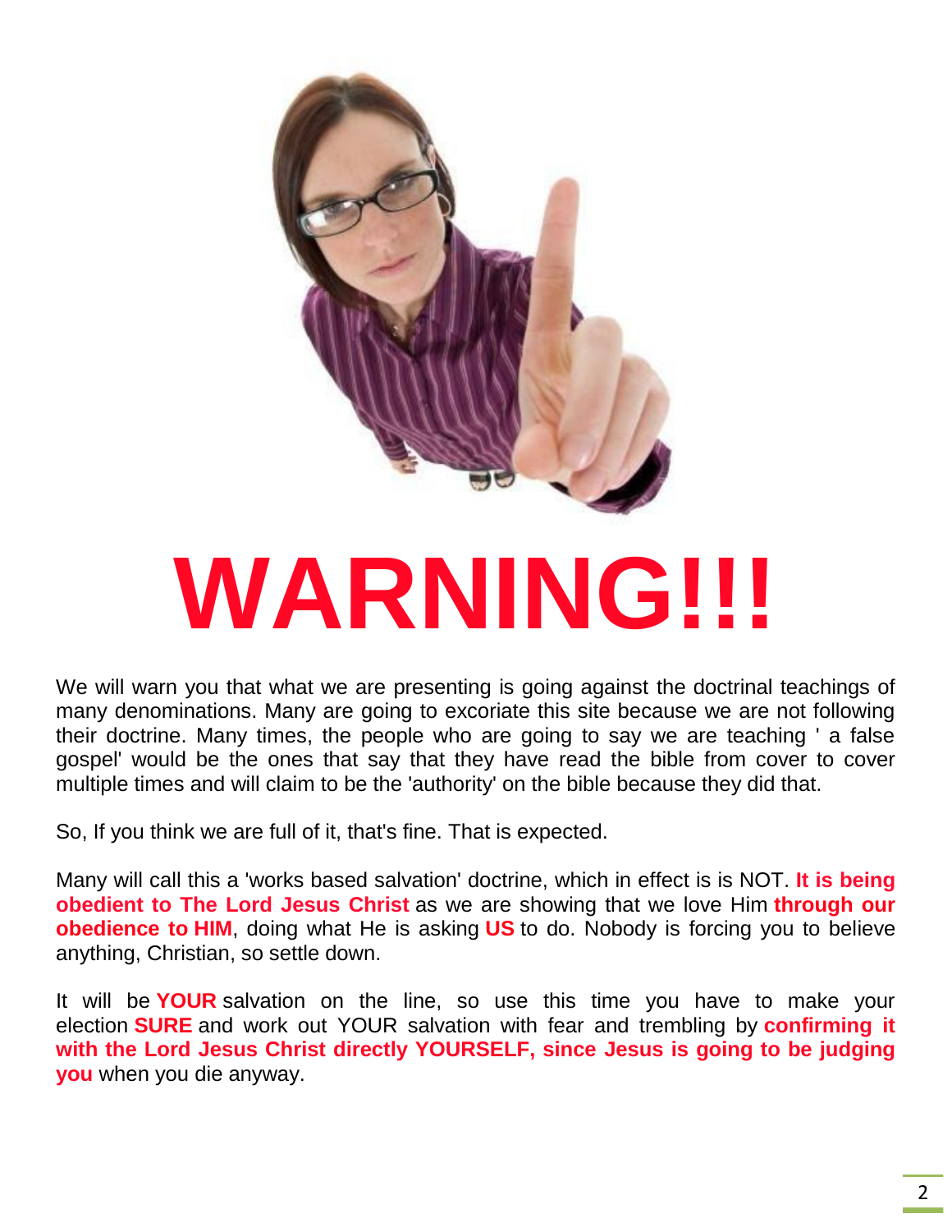# WARNING!!!

We will warn you that what we are presenting is going against the doctrinal teachings of many denominations. Many are going to excoriate this site because we are not following their doctrine. Many times, the people who are going to say we are teaching ' a false gospel' would be the ones that say that they have read the bible from cover to cover multiple times and will claim to be the 'authority' on the bible because they did that.

So, If you think we are full of it, that's fine. That is expected.

Many will call this a 'works based salvation' doctrine, which in effect is is NOT. **It is being obedient to The Lord Jesus Christ** as we are showing that we love Him **through our obedience to HIM**, doing what He is asking **US** to do. Nobody is forcing you to believe anything, Christian, so settle down.

It will be **YOUR** salvation on the line, so use this time you have to make your election **SURE** and work out YOUR salvation with fear and trembling by **confirming it with the Lord Jesus Christ directly YOURSELF, since Jesus is going to be judging you** when you die anyway.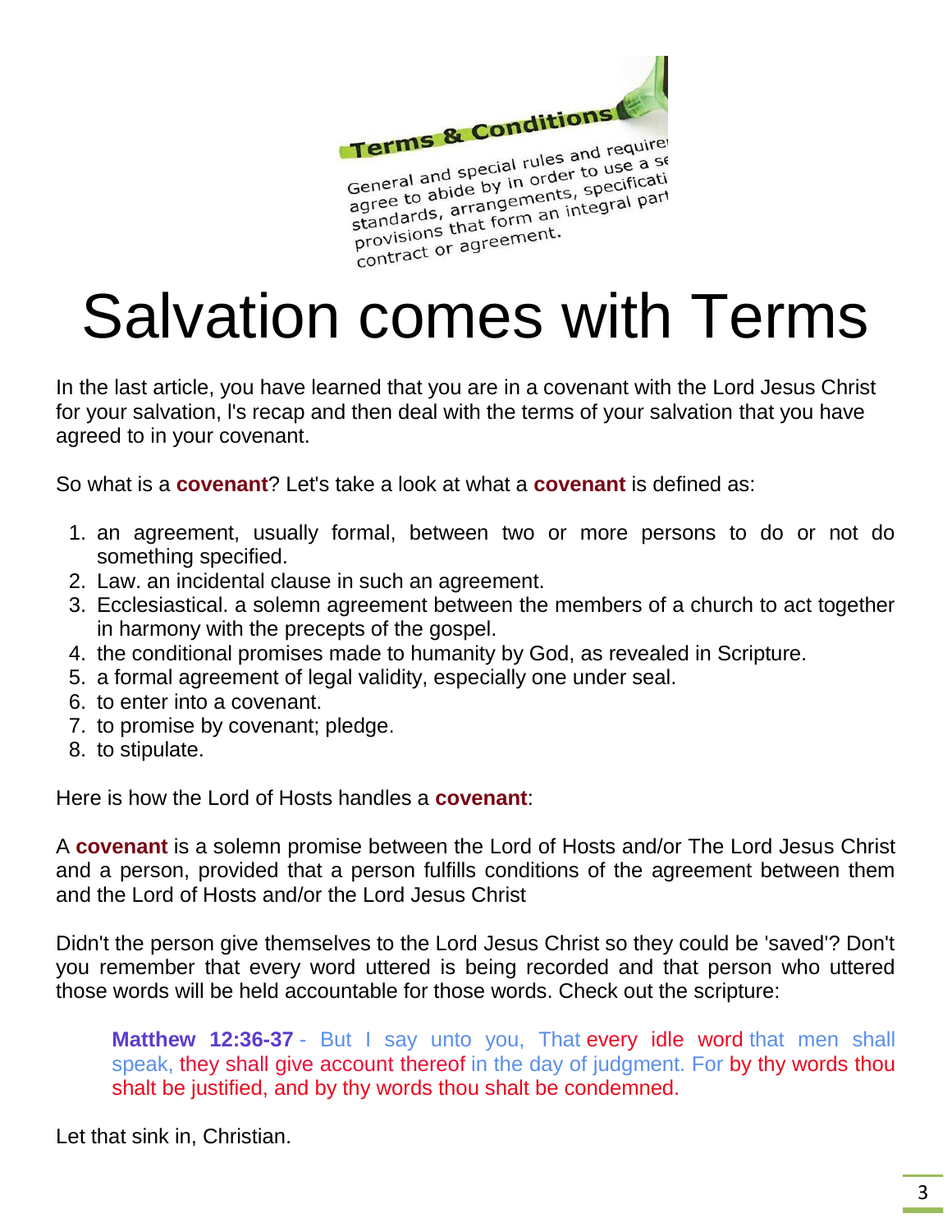# Salvation comes with Terms

In the last article, you have learned that you are in a covenant with the Lord Jesus Christ for your salvation, l's recap and then deal with the terms of your salvation that you have agreed to in your covenant.

So what is a **covenant**? Let's take a look at what a **covenant** is defined as:

1. an agreement, usually formal, between two or more persons to do or not do something specified.
2. Law. an incidental clause in such an agreement.
3. Ecclesiastical. a solemn agreement between the members of a church to act together in harmony with the precepts of the gospel.
4. the conditional promises made to humanity by God, as revealed in Scripture.
5. a formal agreement of legal validity, especially one under seal.
6. to enter into a covenant.
7. to promise by covenant; pledge.
8. to stipulate.

Here is how the Lord of Hosts handles a **covenant**:

A **covenant** is a solemn promise between the Lord of Hosts and/or The Lord Jesus Christ and a person, provided that a person fulfills conditions of the agreement between them and the Lord of Hosts and/or the Lord Jesus Christ

Didn't the person give themselves to the Lord Jesus Christ so they could be 'saved'? Don't you remember that every word uttered is being recorded and that person who uttered those words will be held accountable for those words. Check out the scripture:

> **Matthew 12:36-37** - But I say unto you, That every idle word that men shall speak, they shall give account thereof in the day of judgment. For by thy words thou shalt be justified, and by thy words thou shalt be condemned.

Let that sink in, Christian.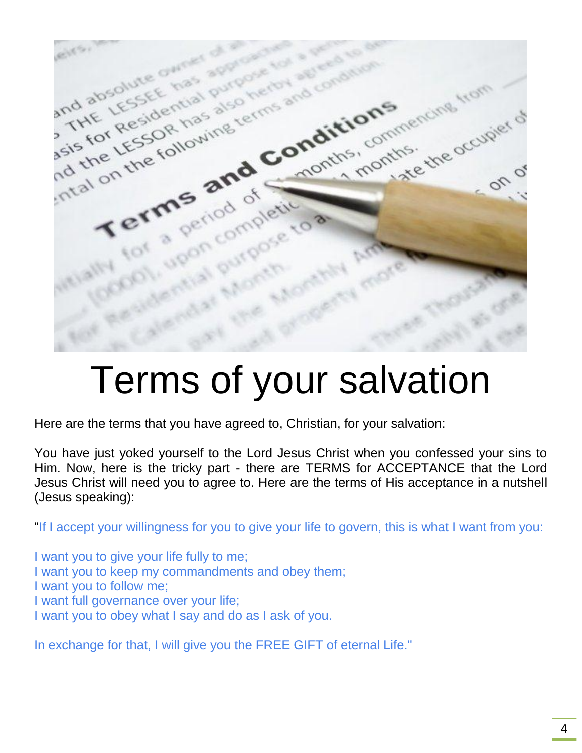# Terms of your salvation

Here are the terms that you have agreed to, Christian, for your salvation:

You have just yoked yourself to the Lord Jesus Christ when you confessed your sins to Him. Now, here is the tricky part - there are TERMS for ACCEPTANCE that the Lord Jesus Christ will need you to agree to. Here are the terms of His acceptance in a nutshell (Jesus speaking):

"If I accept your willingness for you to give your life to govern, this is what I want from you:

I want you to give your life fully to me;
I want you to keep my commandments and obey them;
I want you to follow me;
I want full governance over your life;
I want you to obey what I say and do as I ask of you.

In exchange for that, I will give you the FREE GIFT of eternal Life."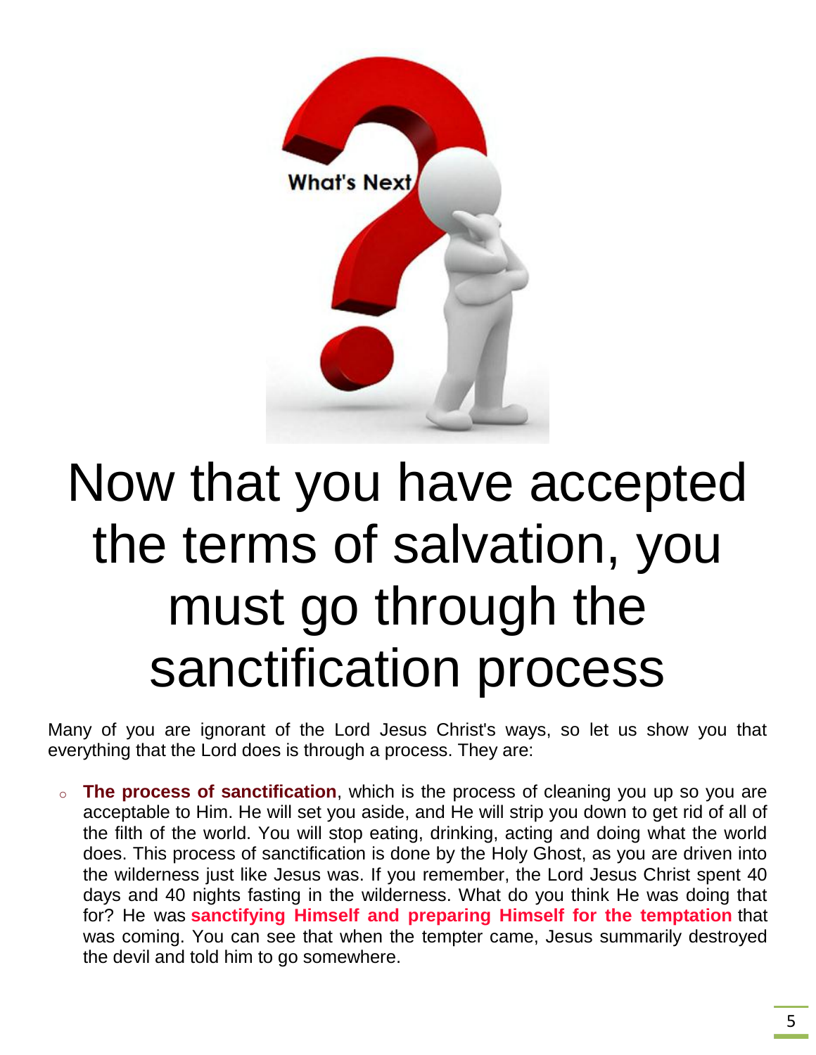# Now that you have accepted the terms of salvation, you must go through the sanctification process

Many of you are ignorant of the Lord Jesus Christ's ways, so let us show you that everything that the Lord does is through a process. They are:

- **The process of sanctification**, which is the process of cleaning you up so you are acceptable to Him. He will set you aside, and He will strip you down to get rid of all of the filth of the world. You will stop eating, drinking, acting and doing what the world does. This process of sanctification is done by the Holy Ghost, as you are driven into the wilderness just like Jesus was. If you remember, the Lord Jesus Christ spent 40 days and 40 nights fasting in the wilderness. What do you think He was doing that for? He was **sanctifying Himself and preparing Himself for the temptation** that was coming. You can see that when the tempter came, Jesus summarily destroyed the devil and told him to go somewhere.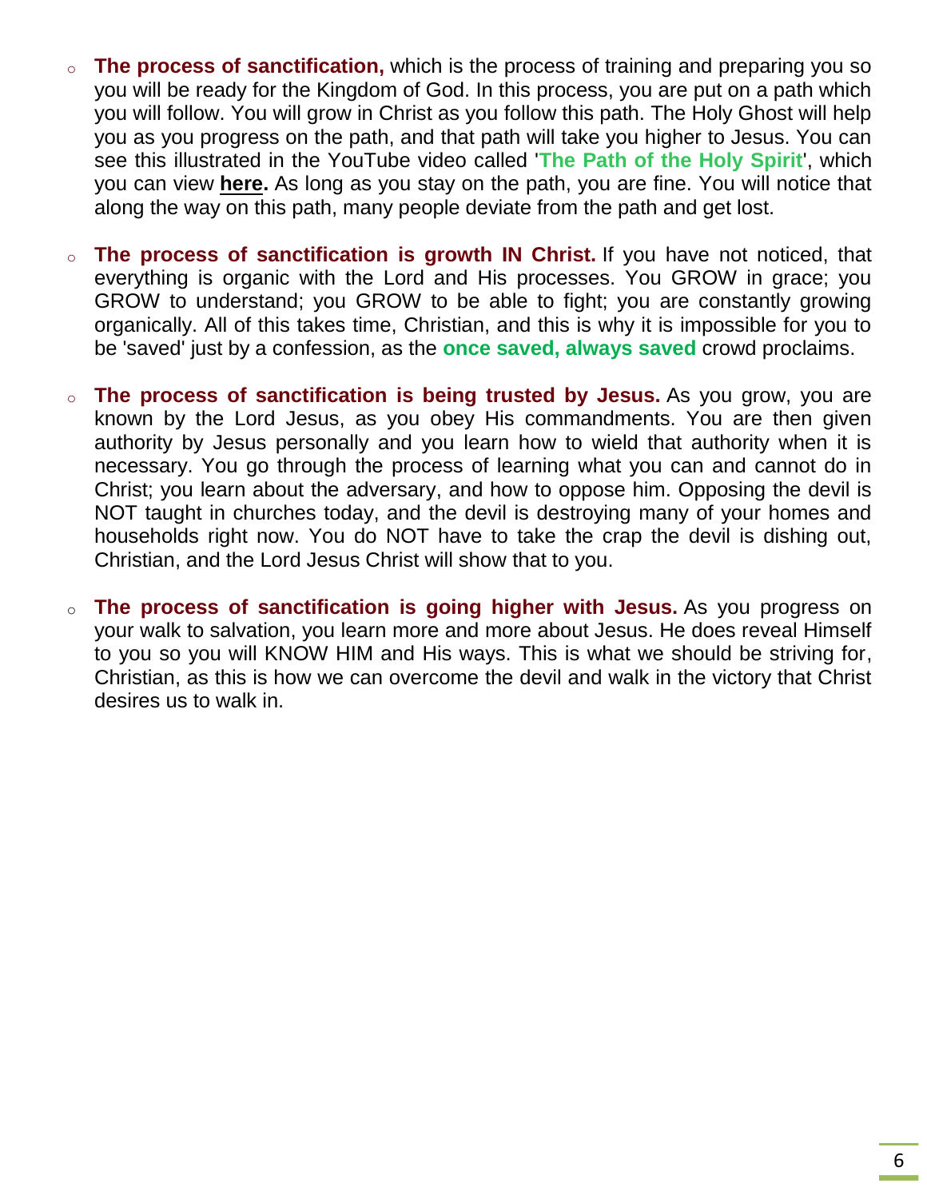- **The process of sanctification,** which is the process of training and preparing you so you will be ready for the Kingdom of God. In this process, you are put on a path which you will follow. You will grow in Christ as you follow this path. The Holy Ghost will help you as you progress on the path, and that path will take you higher to Jesus. You can see this illustrated in the YouTube video called '**The Path of the Holy Spirit**', which you can view **here.** As long as you stay on the path, you are fine. You will notice that along the way on this path, many people deviate from the path and get lost.

- **The process of sanctification is growth IN Christ.** If you have not noticed, that everything is organic with the Lord and His processes. You GROW in grace; you GROW to understand; you GROW to be able to fight; you are constantly growing organically. All of this takes time, Christian, and this is why it is impossible for you to be 'saved' just by a confession, as the **once saved, always saved** crowd proclaims.

- **The process of sanctification is being trusted by Jesus.** As you grow, you are known by the Lord Jesus, as you obey His commandments. You are then given authority by Jesus personally and you learn how to wield that authority when it is necessary. You go through the process of learning what you can and cannot do in Christ; you learn about the adversary, and how to oppose him. Opposing the devil is NOT taught in churches today, and the devil is destroying many of your homes and households right now. You do NOT have to take the crap the devil is dishing out, Christian, and the Lord Jesus Christ will show that to you.

- **The process of sanctification is going higher with Jesus.** As you progress on your walk to salvation, you learn more and more about Jesus. He does reveal Himself to you so you will KNOW HIM and His ways. This is what we should be striving for, Christian, as this is how we can overcome the devil and walk in the victory that Christ desires us to walk in.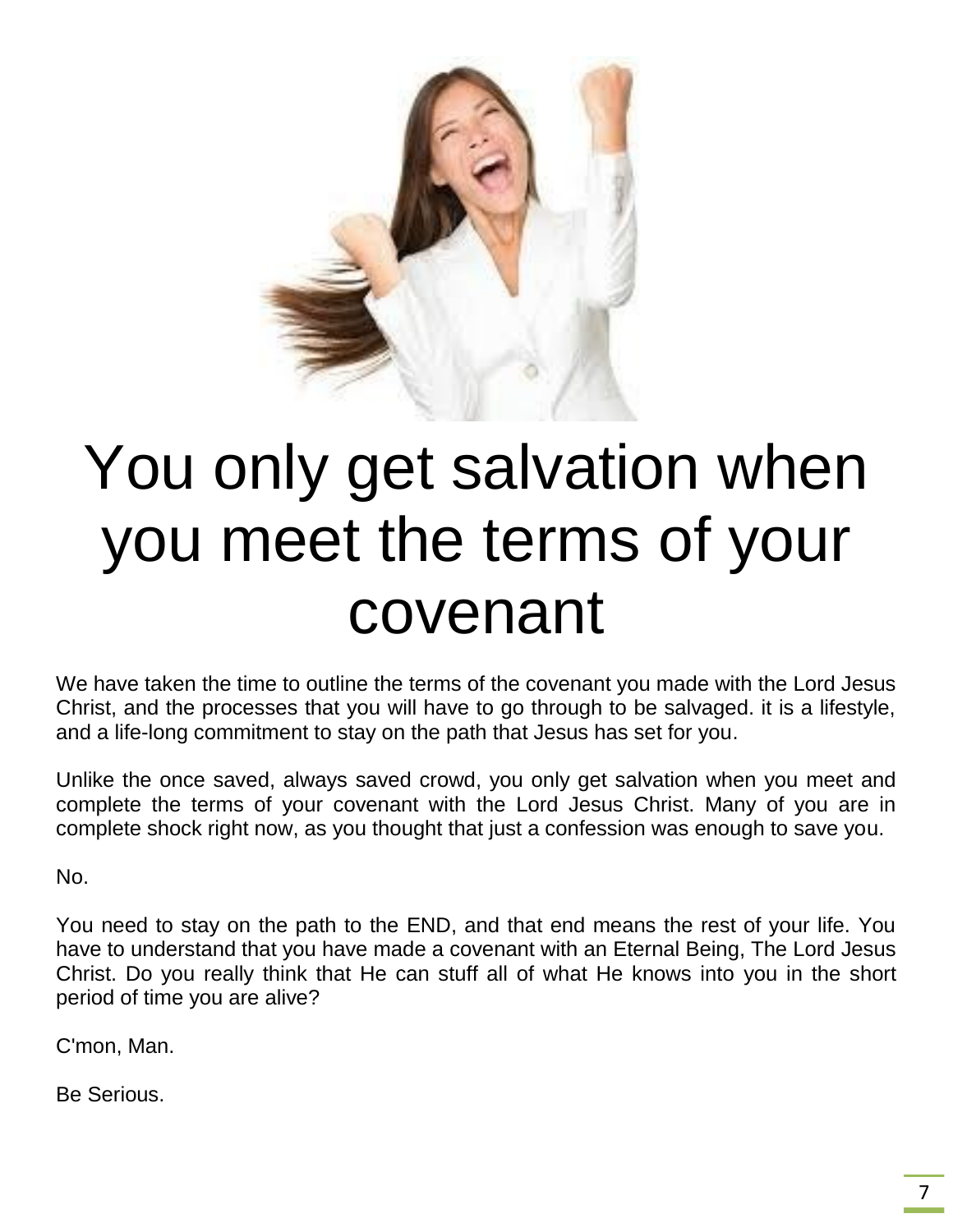# You only get salvation when you meet the terms of your covenant

We have taken the time to outline the terms of the covenant you made with the Lord Jesus Christ, and the processes that you will have to go through to be salvaged. it is a lifestyle, and a life-long commitment to stay on the path that Jesus has set for you.

Unlike the once saved, always saved crowd, you only get salvation when you meet and complete the terms of your covenant with the Lord Jesus Christ. Many of you are in complete shock right now, as you thought that just a confession was enough to save you.

No.

You need to stay on the path to the END, and that end means the rest of your life. You have to understand that you have made a covenant with an Eternal Being, The Lord Jesus Christ. Do you really think that He can stuff all of what He knows into you in the short period of time you are alive?

C'mon, Man.

Be Serious.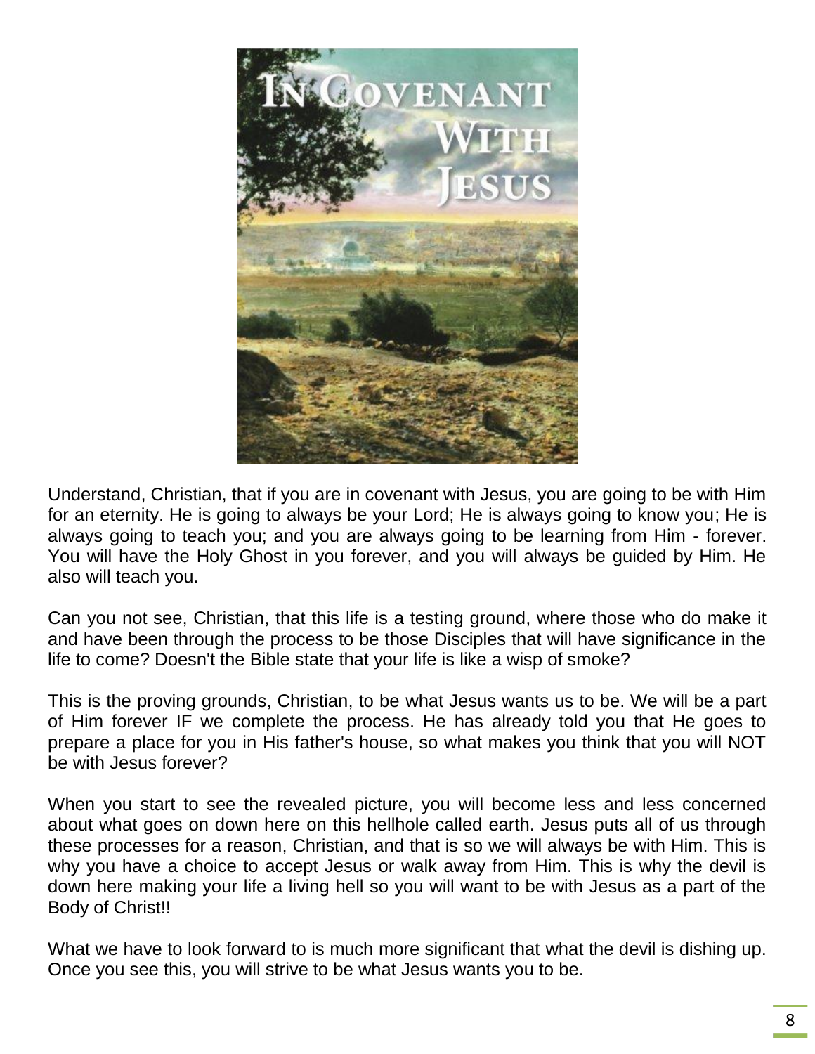Understand, Christian, that if you are in covenant with Jesus, you are going to be with Him for an eternity. He is going to always be your Lord; He is always going to know you; He is always going to teach you; and you are always going to be learning from Him - forever. You will have the Holy Ghost in you forever, and you will always be guided by Him. He also will teach you.

Can you not see, Christian, that this life is a testing ground, where those who do make it and have been through the process to be those Disciples that will have significance in the life to come? Doesn't the Bible state that your life is like a wisp of smoke?

This is the proving grounds, Christian, to be what Jesus wants us to be. We will be a part of Him forever IF we complete the process. He has already told you that He goes to prepare a place for you in His father's house, so what makes you think that you will NOT be with Jesus forever?

When you start to see the revealed picture, you will become less and less concerned about what goes on down here on this hellhole called earth. Jesus puts all of us through these processes for a reason, Christian, and that is so we will always be with Him. This is why you have a choice to accept Jesus or walk away from Him. This is why the devil is down here making your life a living hell so you will want to be with Jesus as a part of the Body of Christ!!

What we have to look forward to is much more significant that what the devil is dishing up. Once you see this, you will strive to be what Jesus wants you to be.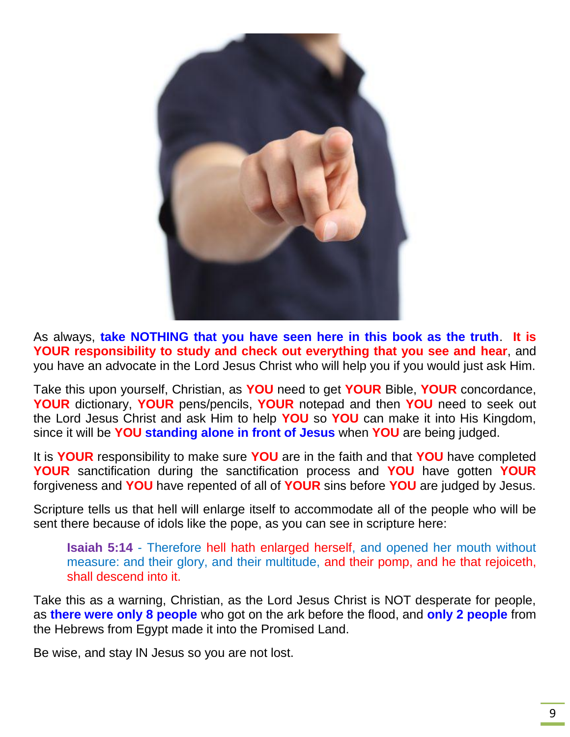As always, **take NOTHING that you have seen here in this book as the truth**. **It is YOUR responsibility to study and check out everything that you see and hear**, and you have an advocate in the Lord Jesus Christ who will help you if you would just ask Him.

Take this upon yourself, Christian, as **YOU** need to get **YOUR** Bible, **YOUR** concordance, **YOUR** dictionary, **YOUR** pens/pencils, **YOUR** notepad and then **YOU** need to seek out the Lord Jesus Christ and ask Him to help **YOU** so **YOU** can make it into His Kingdom, since it will be **YOU standing alone in front of Jesus** when **YOU** are being judged.

It is **YOUR** responsibility to make sure **YOU** are in the faith and that **YOU** have completed **YOUR** sanctification during the sanctification process and **YOU** have gotten **YOUR** forgiveness and **YOU** have repented of all of **YOUR** sins before **YOU** are judged by Jesus.

Scripture tells us that hell will enlarge itself to accommodate all of the people who will be sent there because of idols like the pope, as you can see in scripture here:

> **Isaiah 5:14** - Therefore hell hath enlarged herself, and opened her mouth without measure: and their glory, and their multitude, and their pomp, and he that rejoiceth, shall descend into it.

Take this as a warning, Christian, as the Lord Jesus Christ is NOT desperate for people, as **there were only 8 people** who got on the ark before the flood, and **only 2 people** from the Hebrews from Egypt made it into the Promised Land.

Be wise, and stay IN Jesus so you are not lost.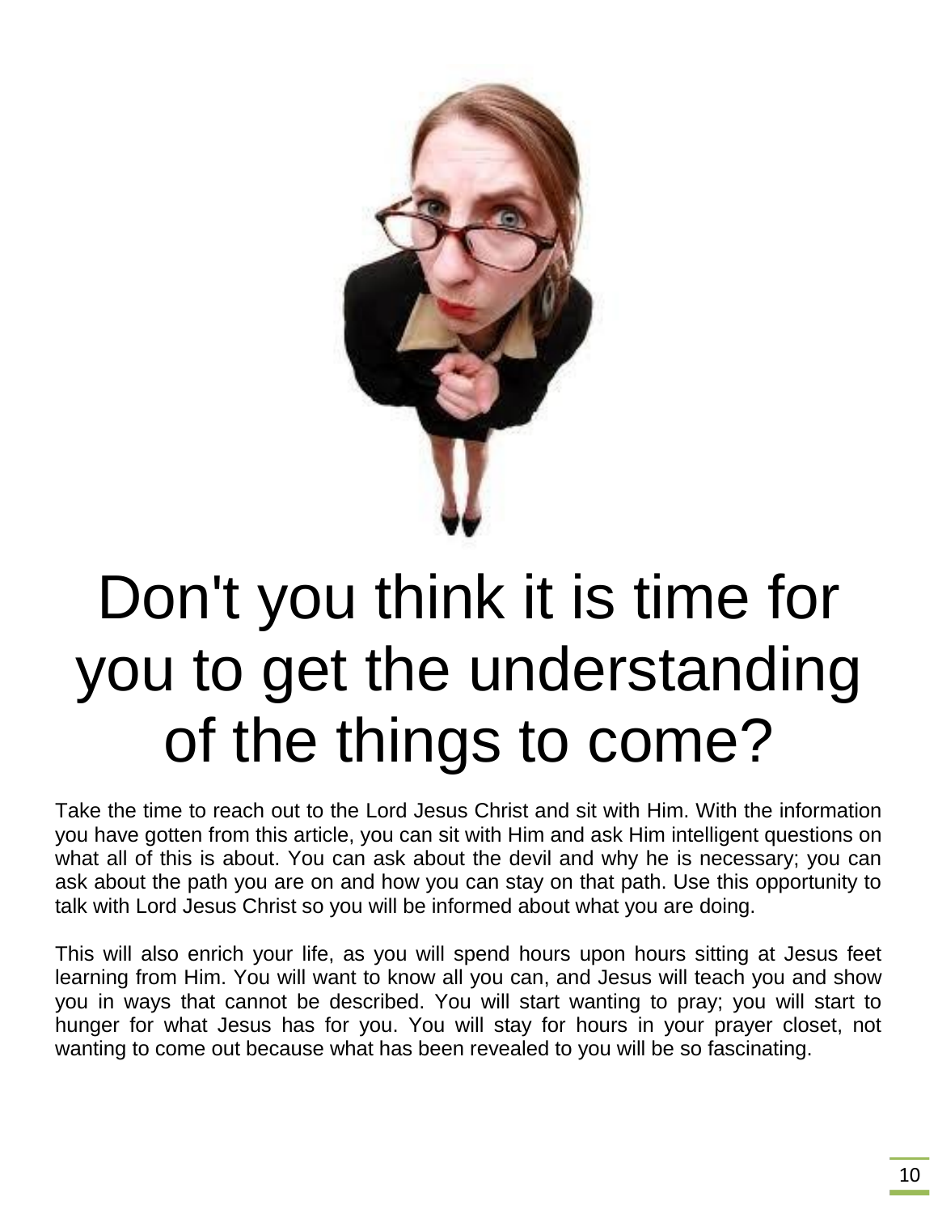# Don't you think it is time for you to get the understanding of the things to come?

Take the time to reach out to the Lord Jesus Christ and sit with Him. With the information you have gotten from this article, you can sit with Him and ask Him intelligent questions on what all of this is about. You can ask about the devil and why he is necessary; you can ask about the path you are on and how you can stay on that path. Use this opportunity to talk with Lord Jesus Christ so you will be informed about what you are doing.

This will also enrich your life, as you will spend hours upon hours sitting at Jesus feet learning from Him. You will want to know all you can, and Jesus will teach you and show you in ways that cannot be described. You will start wanting to pray; you will start to hunger for what Jesus has for you. You will stay for hours in your prayer closet, not wanting to come out because what has been revealed to you will be so fascinating.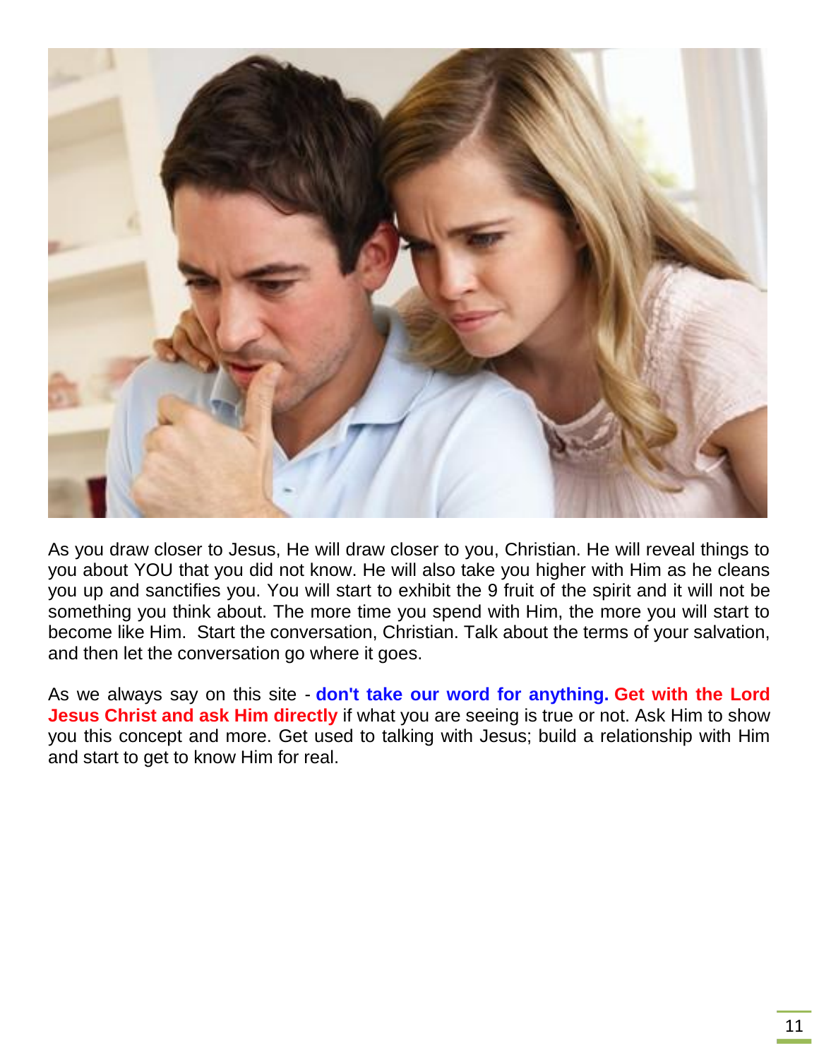As you draw closer to Jesus, He will draw closer to you, Christian. He will reveal things to you about YOU that you did not know. He will also take you higher with Him as he cleans you up and sanctifies you. You will start to exhibit the 9 fruit of the spirit and it will not be something you think about. The more time you spend with Him, the more you will start to become like Him. Start the conversation, Christian. Talk about the terms of your salvation, and then let the conversation go where it goes.

As we always say on this site - **don't take our word for anything. Get with the Lord Jesus Christ and ask Him directly** if what you are seeing is true or not. Ask Him to show you this concept and more. Get used to talking with Jesus; build a relationship with Him and start to get to know Him for real.